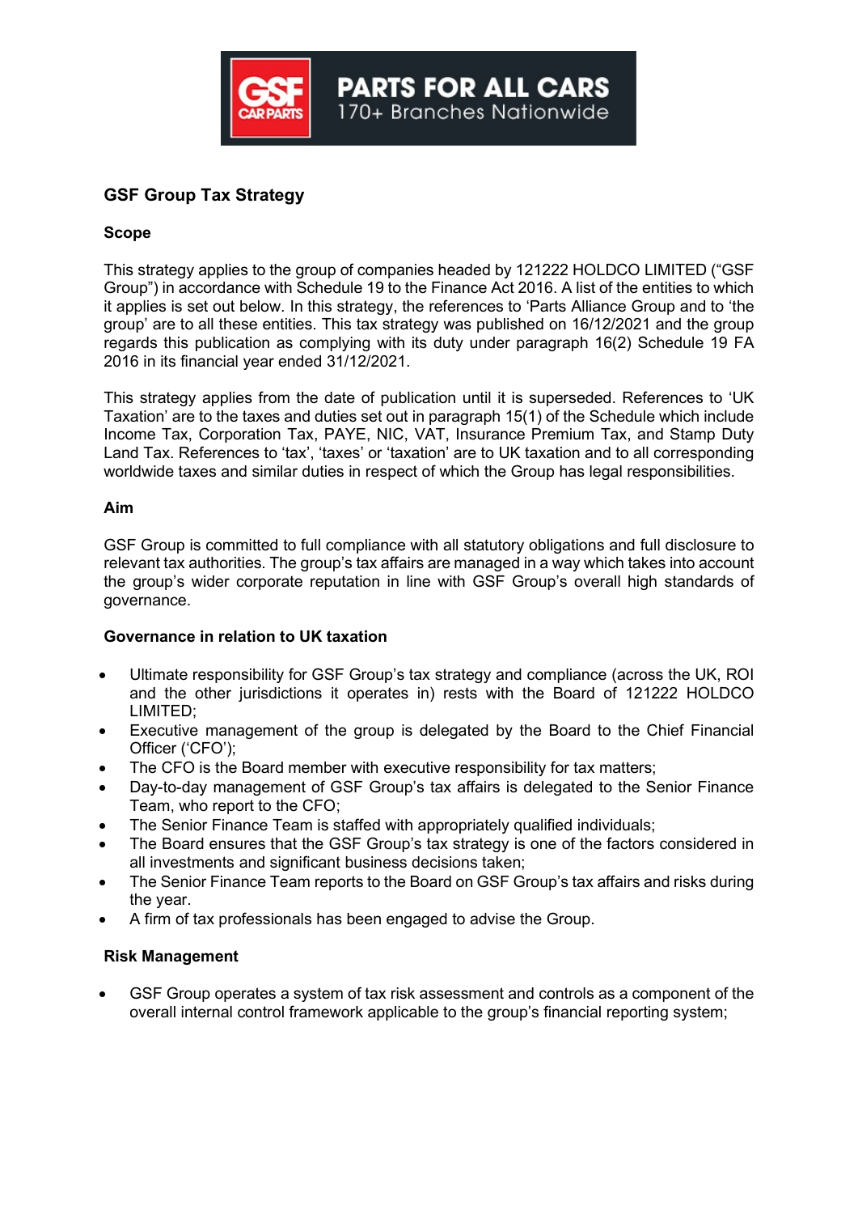GSF CAR PARTS

PARTS FOR ALL CARS
170+ Branches Nationwide

## GSF Group Tax Strategy

### Scope

This strategy applies to the group of companies headed by 121222 HOLDCO LIMITED ("GSF Group") in accordance with Schedule 19 to the Finance Act 2016. A list of the entities to which it applies is set out below. In this strategy, the references to 'Parts Alliance Group and to 'the group' are to all these entities. This tax strategy was published on 16/12/2021 and the group regards this publication as complying with its duty under paragraph 16(2) Schedule 19 FA 2016 in its financial year ended 31/12/2021.

This strategy applies from the date of publication until it is superseded. References to 'UK Taxation' are to the taxes and duties set out in paragraph 15(1) of the Schedule which include Income Tax, Corporation Tax, PAYE, NIC, VAT, Insurance Premium Tax, and Stamp Duty Land Tax. References to 'tax', 'taxes' or 'taxation' are to UK taxation and to all corresponding worldwide taxes and similar duties in respect of which the Group has legal responsibilities.

### Aim

GSF Group is committed to full compliance with all statutory obligations and full disclosure to relevant tax authorities. The group's tax affairs are managed in a way which takes into account the group's wider corporate reputation in line with GSF Group's overall high standards of governance.

### Governance in relation to UK taxation

- Ultimate responsibility for GSF Group's tax strategy and compliance (across the UK, ROI and the other jurisdictions it operates in) rests with the Board of 121222 HOLDCO LIMITED;
- Executive management of the group is delegated by the Board to the Chief Financial Officer ('CFO');
- The CFO is the Board member with executive responsibility for tax matters;
- Day-to-day management of GSF Group's tax affairs is delegated to the Senior Finance Team, who report to the CFO;
- The Senior Finance Team is staffed with appropriately qualified individuals;
- The Board ensures that the GSF Group's tax strategy is one of the factors considered in all investments and significant business decisions taken;
- The Senior Finance Team reports to the Board on GSF Group's tax affairs and risks during the year.
- A firm of tax professionals has been engaged to advise the Group.

### Risk Management

- GSF Group operates a system of tax risk assessment and controls as a component of the overall internal control framework applicable to the group's financial reporting system;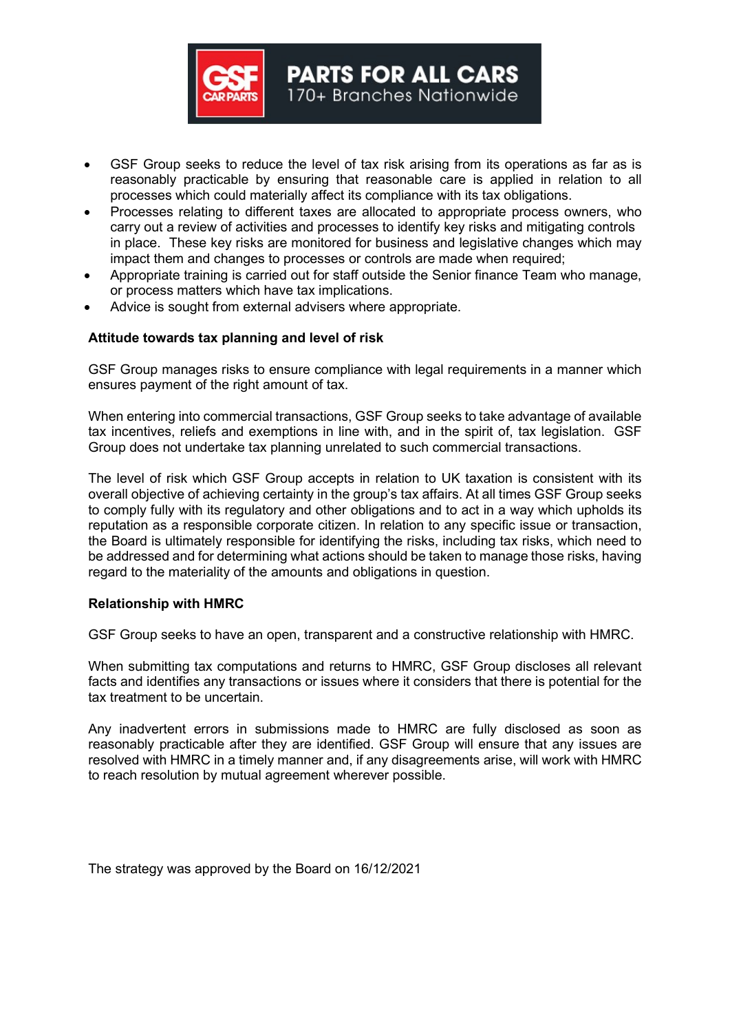- GSF Group seeks to reduce the level of tax risk arising from its operations as far as is reasonably practicable by ensuring that reasonable care is applied in relation to all processes which could materially affect its compliance with its tax obligations.
- Processes relating to different taxes are allocated to appropriate process owners, who carry out a review of activities and processes to identify key risks and mitigating controls in place. These key risks are monitored for business and legislative changes which may impact them and changes to processes or controls are made when required;
- Appropriate training is carried out for staff outside the Senior finance Team who manage, or process matters which have tax implications.
- Advice is sought from external advisers where appropriate.

**Attitude towards tax planning and level of risk**

GSF Group manages risks to ensure compliance with legal requirements in a manner which ensures payment of the right amount of tax.

When entering into commercial transactions, GSF Group seeks to take advantage of available tax incentives, reliefs and exemptions in line with, and in the spirit of, tax legislation. GSF Group does not undertake tax planning unrelated to such commercial transactions.

The level of risk which GSF Group accepts in relation to UK taxation is consistent with its overall objective of achieving certainty in the group's tax affairs. At all times GSF Group seeks to comply fully with its regulatory and other obligations and to act in a way which upholds its reputation as a responsible corporate citizen. In relation to any specific issue or transaction, the Board is ultimately responsible for identifying the risks, including tax risks, which need to be addressed and for determining what actions should be taken to manage those risks, having regard to the materiality of the amounts and obligations in question.

**Relationship with HMRC**

GSF Group seeks to have an open, transparent and a constructive relationship with HMRC.

When submitting tax computations and returns to HMRC, GSF Group discloses all relevant facts and identifies any transactions or issues where it considers that there is potential for the tax treatment to be uncertain.

Any inadvertent errors in submissions made to HMRC are fully disclosed as soon as reasonably practicable after they are identified. GSF Group will ensure that any issues are resolved with HMRC in a timely manner and, if any disagreements arise, will work with HMRC to reach resolution by mutual agreement wherever possible.

The strategy was approved by the Board on 16/12/2021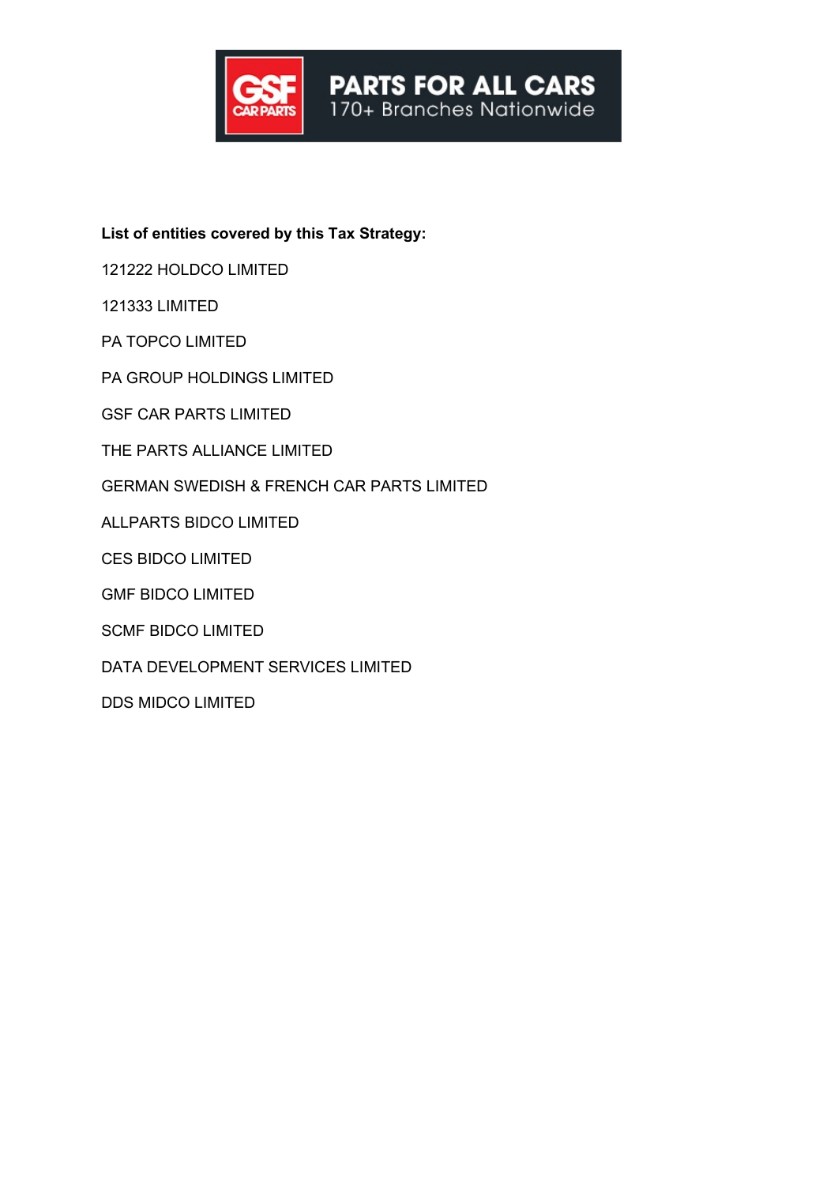PARTS FOR ALL CARS

170+ Branches Nationwide

**List of entities covered by this Tax Strategy:**

121222 HOLDCO LIMITED

121333 LIMITED

PA TOPCO LIMITED

PA GROUP HOLDINGS LIMITED

GSF CAR PARTS LIMITED

THE PARTS ALLIANCE LIMITED

GERMAN SWEDISH & FRENCH CAR PARTS LIMITED

ALLPARTS BIDCO LIMITED

CES BIDCO LIMITED

GMF BIDCO LIMITED

SCMF BIDCO LIMITED

DATA DEVELOPMENT SERVICES LIMITED

DDS MIDCO LIMITED